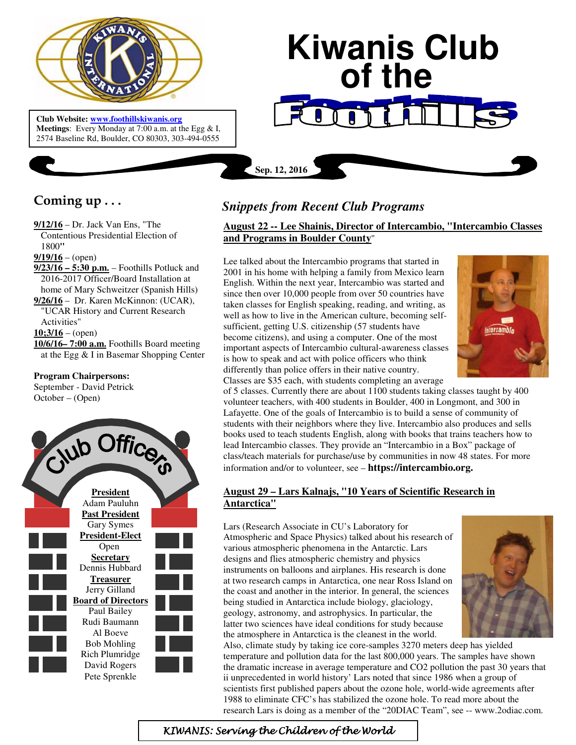# Kiwanis Club of the Foothills

**Club Website:** www.foothillskiwanis.org
**Meetings**: Every Monday at 7:00 a.m. at the Egg & I, 2574 Baseline Rd, Boulder, CO 80303, 303-494-0555

Sep. 12, 2016

## Coming up . . .

**9/12/16** – Dr. Jack Van Ens, "The Contentious Presidential Election of 1800**"**

**9/19/16** – (open)

**9/23/16 – 5:30 p.m.** – Foothills Potluck and 2016-2017 Officer/Board Installation at home of Mary Schweitzer (Spanish Hills)

**9/26/16** – Dr. Karen McKinnon: (UCAR), "UCAR History and Current Research Activities"

**10;3/16** – (open)

**10/6/16– 7:00 a.m.** Foothills Board meeting at the Egg & I in Basemar Shopping Center

**Program Chairpersons:**
September - David Petrick
October – (Open)

## Club Officers

**President**
Adam Pauluhn

**Past President**
Gary Symes

**President-Elect**
Open

**Secretary**
Dennis Hubbard

**Treasurer**
Jerry Gilland

**Board of Directors**
Paul Bailey
Rudi Baumann
Al Boeve
Bob Mohling
Rich Plumridge
David Rogers
Pete Sprenkle

## *Snippets from Recent Club Programs*

### August 22 -- Lee Shainis, Director of Intercambio, "Intercambio Classes and Programs in Boulder County"

Lee talked about the Intercambio programs that started in 2001 in his home with helping a family from Mexico learn English. Within the next year, Intercambio was started and since then over 10,000 people from over 50 countries have taken classes for English speaking, reading, and writing, as well as how to live in the American culture, becoming self-sufficient, getting U.S. citizenship (57 students have become citizens), and using a computer. One of the most important aspects of Intercambio cultural-awareness classes is how to speak and act with police officers who think differently than police offers in their native country. Classes are $35 each, with students completing an average of 5 classes. Currently there are about 1100 students taking classes taught by 400 volunteer teachers, with 400 students in Boulder, 400 in Longmont, and 300 in Lafayette. One of the goals of Intercambio is to build a sense of community of students with their neighbors where they live. Intercambio also produces and sells books used to teach students English, along with books that trains teachers how to lead Intercambio classes. They provide an "Intercambio in a Box" package of class/teach materials for purchase/use by communities in now 48 states. For more information and/or to volunteer, see – **https://intercambio.org.**

### August 29 – Lars Kalnajs, "10 Years of Scientific Research in Antarctica"

Lars (Research Associate in CU's Laboratory for Atmospheric and Space Physics) talked about his research of various atmospheric phenomena in the Antarctic. Lars designs and flies atmospheric chemistry and physics instruments on balloons and airplanes. His research is done at two research camps in Antarctica, one near Ross Island on the coast and another in the interior. In general, the sciences being studied in Antarctica include biology, glaciology, geology, astronomy, and astrophysics. In particular, the latter two sciences have ideal conditions for study because the atmosphere in Antarctica is the cleanest in the world. Also, climate study by taking ice core-samples 3270 meters deep has yielded temperature and pollution data for the last 800,000 years. The samples have shown the dramatic increase in average temperature and CO2 pollution the past 30 years that ii unprecedented in world history' Lars noted that since 1986 when a group of scientists first published papers about the ozone hole, world-wide agreements after 1988 to eliminate CFC's has stabilized the ozone hole. To read more about the research Lars is doing as a member of the "20DIAC Team", see -- www.2odiac.com.

*KIWANIS: Serving the Children of the World*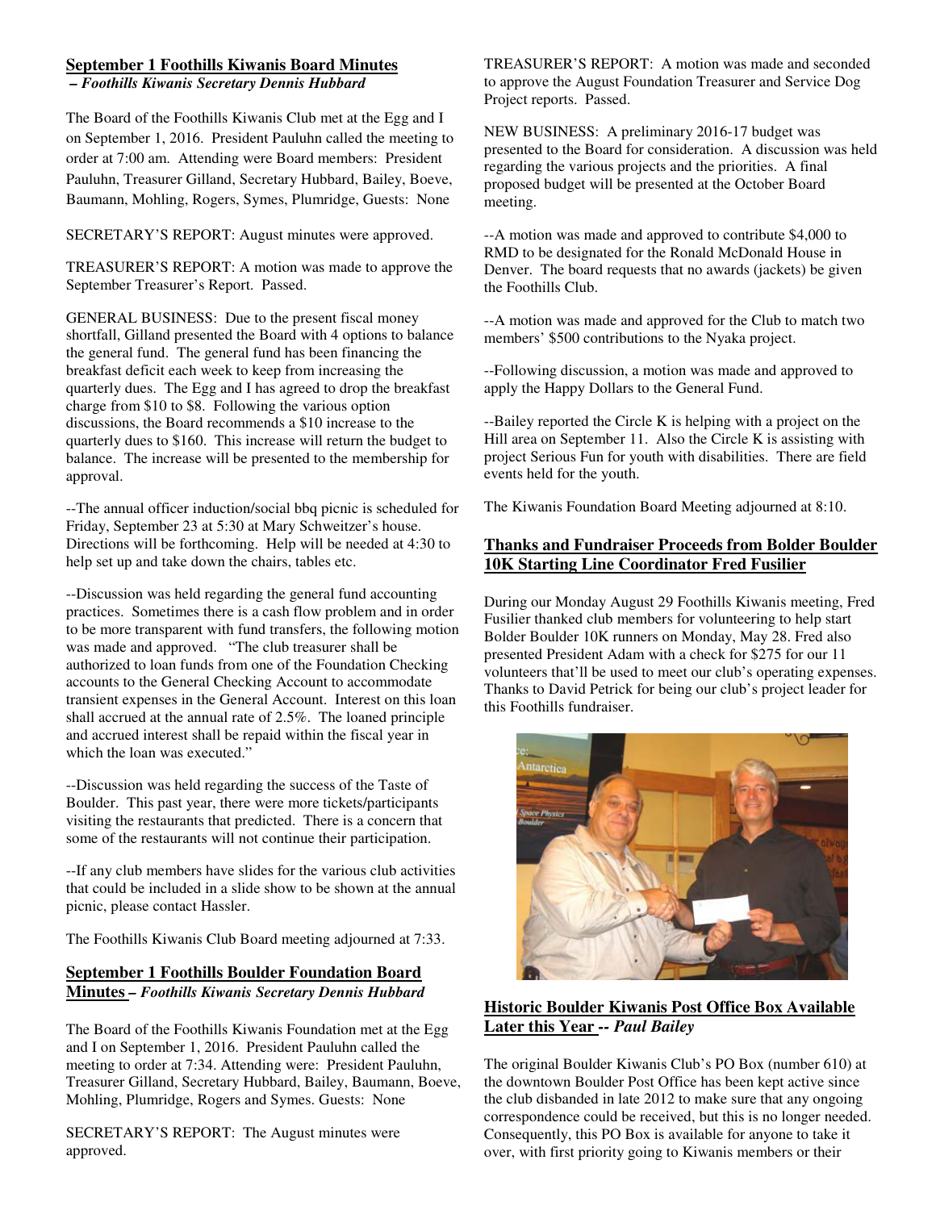## September 1 Foothills Kiwanis Board Minutes

***– Foothills Kiwanis Secretary Dennis Hubbard***

The Board of the Foothills Kiwanis Club met at the Egg and I on September 1, 2016. President Pauluhn called the meeting to order at 7:00 am. Attending were Board members: President Pauluhn, Treasurer Gilland, Secretary Hubbard, Bailey, Boeve, Baumann, Mohling, Rogers, Symes, Plumridge, Guests: None

SECRETARY'S REPORT: August minutes were approved.

TREASURER'S REPORT: A motion was made to approve the September Treasurer's Report. Passed.

GENERAL BUSINESS: Due to the present fiscal money shortfall, Gilland presented the Board with 4 options to balance the general fund. The general fund has been financing the breakfast deficit each week to keep from increasing the quarterly dues. The Egg and I has agreed to drop the breakfast charge from $10 to $8. Following the various option discussions, the Board recommends a $10 increase to the quarterly dues to $160. This increase will return the budget to balance. The increase will be presented to the membership for approval.

--The annual officer induction/social bbq picnic is scheduled for Friday, September 23 at 5:30 at Mary Schweitzer's house. Directions will be forthcoming. Help will be needed at 4:30 to help set up and take down the chairs, tables etc.

--Discussion was held regarding the general fund accounting practices. Sometimes there is a cash flow problem and in order to be more transparent with fund transfers, the following motion was made and approved. "The club treasurer shall be authorized to loan funds from one of the Foundation Checking accounts to the General Checking Account to accommodate transient expenses in the General Account. Interest on this loan shall accrued at the annual rate of 2.5%. The loaned principle and accrued interest shall be repaid within the fiscal year in which the loan was executed."

--Discussion was held regarding the success of the Taste of Boulder. This past year, there were more tickets/participants visiting the restaurants that predicted. There is a concern that some of the restaurants will not continue their participation.

--If any club members have slides for the various club activities that could be included in a slide show to be shown at the annual picnic, please contact Hassler.

The Foothills Kiwanis Club Board meeting adjourned at 7:33.

## September 1 Foothills Boulder Foundation Board Minutes – *Foothills Kiwanis Secretary Dennis Hubbard*

The Board of the Foothills Kiwanis Foundation met at the Egg and I on September 1, 2016. President Pauluhn called the meeting to order at 7:34. Attending were: President Pauluhn, Treasurer Gilland, Secretary Hubbard, Bailey, Baumann, Boeve, Mohling, Plumridge, Rogers and Symes. Guests: None

SECRETARY'S REPORT: The August minutes were approved.

TREASURER'S REPORT: A motion was made and seconded to approve the August Foundation Treasurer and Service Dog Project reports. Passed.

NEW BUSINESS: A preliminary 2016-17 budget was presented to the Board for consideration. A discussion was held regarding the various projects and the priorities. A final proposed budget will be presented at the October Board meeting.

--A motion was made and approved to contribute $4,000 to RMD to be designated for the Ronald McDonald House in Denver. The board requests that no awards (jackets) be given the Foothills Club.

--A motion was made and approved for the Club to match two members' $500 contributions to the Nyaka project.

--Following discussion, a motion was made and approved to apply the Happy Dollars to the General Fund.

--Bailey reported the Circle K is helping with a project on the Hill area on September 11. Also the Circle K is assisting with project Serious Fun for youth with disabilities. There are field events held for the youth.

The Kiwanis Foundation Board Meeting adjourned at 8:10.

## Thanks and Fundraiser Proceeds from Bolder Boulder 10K Starting Line Coordinator Fred Fusilier

During our Monday August 29 Foothills Kiwanis meeting, Fred Fusilier thanked club members for volunteering to help start Bolder Boulder 10K runners on Monday, May 28. Fred also presented President Adam with a check for $275 for our 11 volunteers that'll be used to meet our club's operating expenses. Thanks to David Petrick for being our club's project leader for this Foothills fundraiser.

## Historic Boulder Kiwanis Post Office Box Available Later this Year -- *Paul Bailey*

The original Boulder Kiwanis Club's PO Box (number 610) at the downtown Boulder Post Office has been kept active since the club disbanded in late 2012 to make sure that any ongoing correspondence could be received, but this is no longer needed. Consequently, this PO Box is available for anyone to take it over, with first priority going to Kiwanis members or their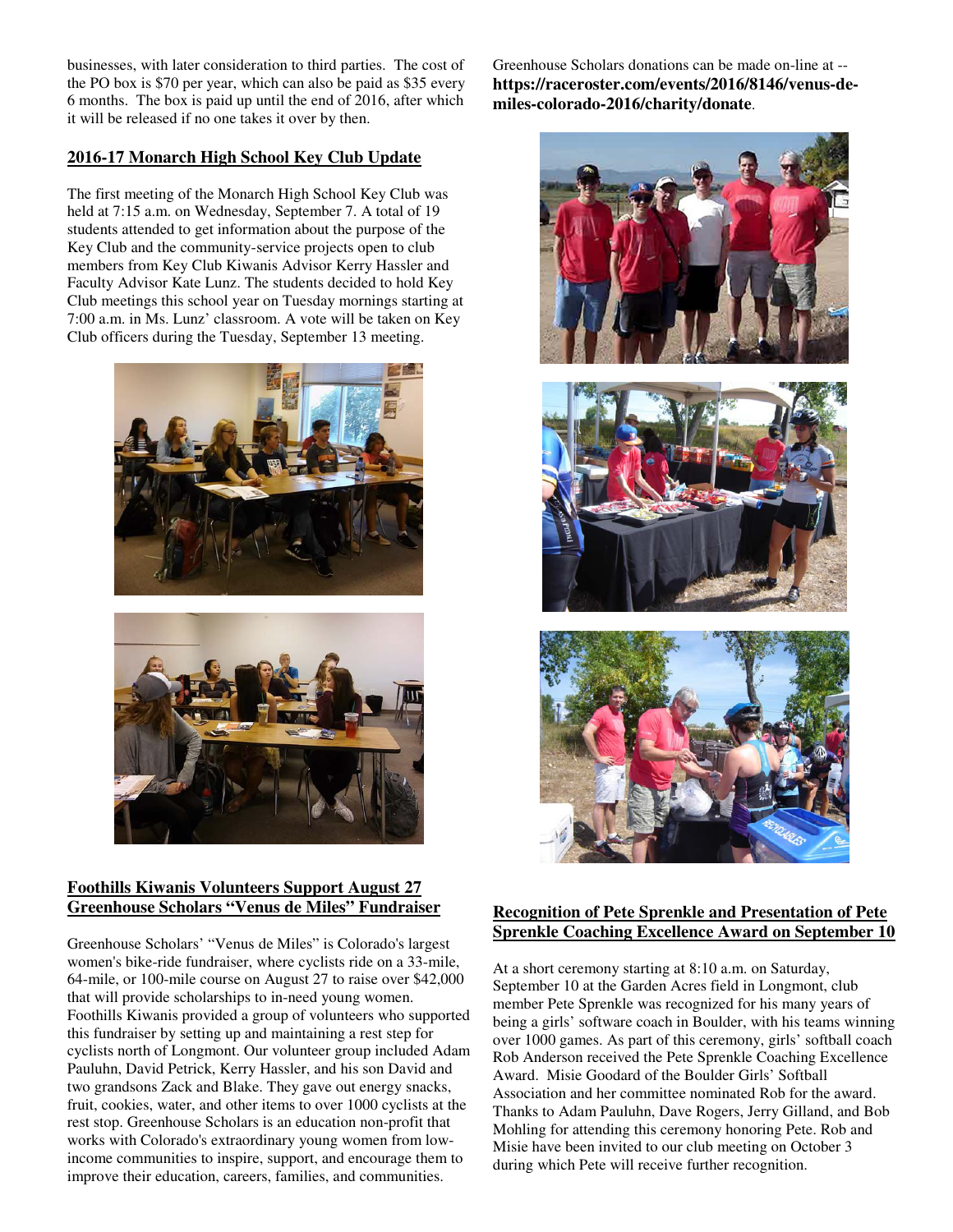businesses, with later consideration to third parties. The cost of the PO box is $70 per year, which can also be paid as $35 every 6 months. The box is paid up until the end of 2016, after which it will be released if no one takes it over by then.

## 2016-17 Monarch High School Key Club Update

The first meeting of the Monarch High School Key Club was held at 7:15 a.m. on Wednesday, September 7. A total of 19 students attended to get information about the purpose of the Key Club and the community-service projects open to club members from Key Club Kiwanis Advisor Kerry Hassler and Faculty Advisor Kate Lunz. The students decided to hold Key Club meetings this school year on Tuesday mornings starting at 7:00 a.m. in Ms. Lunz' classroom. A vote will be taken on Key Club officers during the Tuesday, September 13 meeting.

## Foothills Kiwanis Volunteers Support August 27 Greenhouse Scholars "Venus de Miles" Fundraiser

Greenhouse Scholars' "Venus de Miles" is Colorado's largest women's bike-ride fundraiser, where cyclists ride on a 33-mile, 64-mile, or 100-mile course on August 27 to raise over $42,000 that will provide scholarships to in-need young women. Foothills Kiwanis provided a group of volunteers who supported this fundraiser by setting up and maintaining a rest step for cyclists north of Longmont. Our volunteer group included Adam Pauluhn, David Petrick, Kerry Hassler, and his son David and two grandsons Zack and Blake. They gave out energy snacks, fruit, cookies, water, and other items to over 1000 cyclists at the rest stop. Greenhouse Scholars is an education non-profit that works with Colorado's extraordinary young women from low-income communities to inspire, support, and encourage them to improve their education, careers, families, and communities.

Greenhouse Scholars donations can be made on-line at -- **https://raceroster.com/events/2016/8146/venus-de-miles-colorado-2016/charity/donate**.

## Recognition of Pete Sprenkle and Presentation of Pete Sprenkle Coaching Excellence Award on September 10

At a short ceremony starting at 8:10 a.m. on Saturday, September 10 at the Garden Acres field in Longmont, club member Pete Sprenkle was recognized for his many years of being a girls' software coach in Boulder, with his teams winning over 1000 games. As part of this ceremony, girls' softball coach Rob Anderson received the Pete Sprenkle Coaching Excellence Award. Misie Goodard of the Boulder Girls' Softball Association and her committee nominated Rob for the award. Thanks to Adam Pauluhn, Dave Rogers, Jerry Gilland, and Bob Mohling for attending this ceremony honoring Pete. Rob and Misie have been invited to our club meeting on October 3 during which Pete will receive further recognition.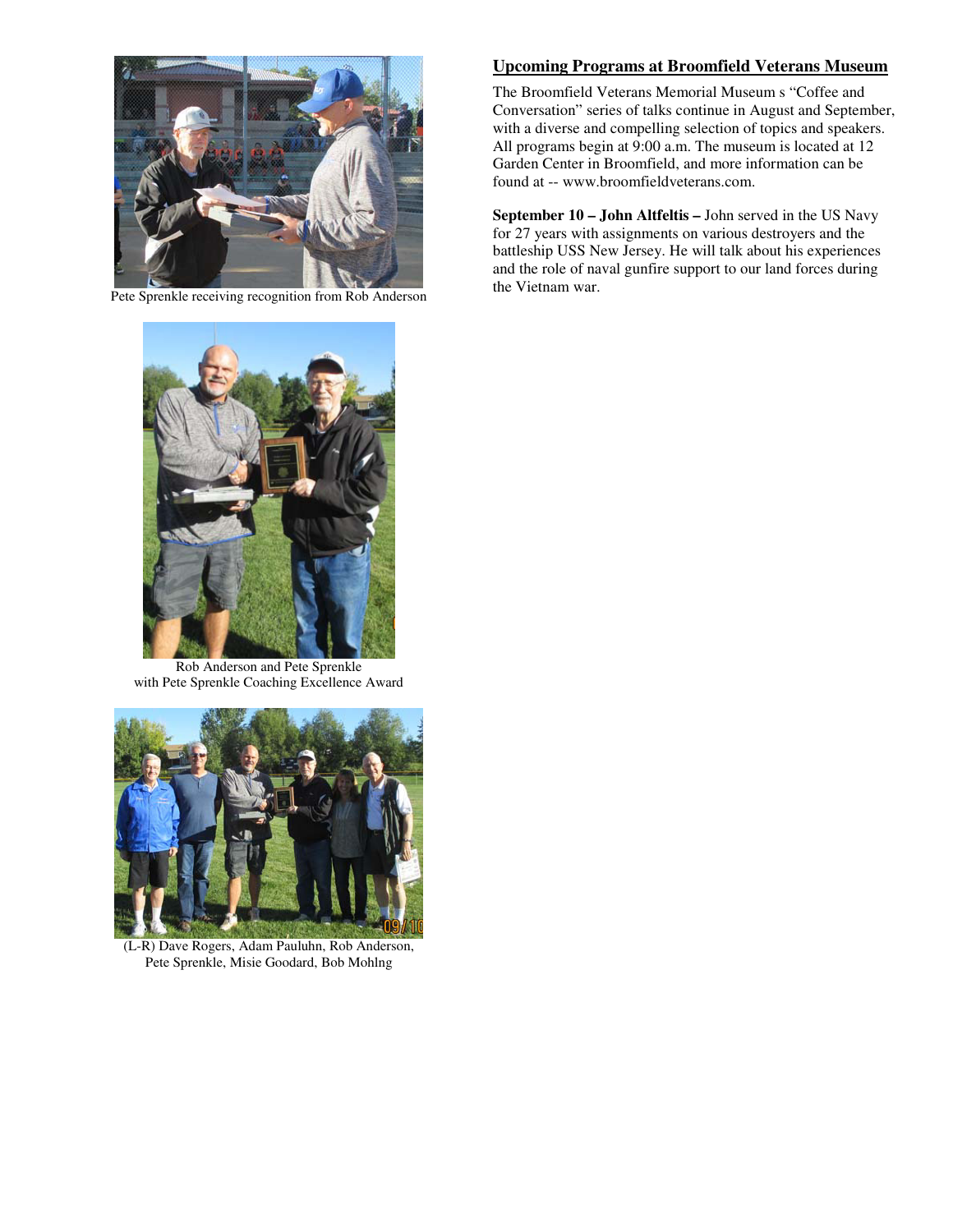Pete Sprenkle receiving recognition from Rob Anderson

Rob Anderson and Pete Sprenkle
with Pete Sprenkle Coaching Excellence Award

(L-R) Dave Rogers, Adam Pauluhn, Rob Anderson, Pete Sprenkle, Misie Goodard, Bob Mohlng

## Upcoming Programs at Broomfield Veterans Museum

The Broomfield Veterans Memorial Museum s "Coffee and Conversation" series of talks continue in August and September, with a diverse and compelling selection of topics and speakers. All programs begin at 9:00 a.m. The museum is located at 12 Garden Center in Broomfield, and more information can be found at -- www.broomfieldveterans.com.

**September 10 – John Altfeltis –** John served in the US Navy for 27 years with assignments on various destroyers and the battleship USS New Jersey. He will talk about his experiences and the role of naval gunfire support to our land forces during the Vietnam war.